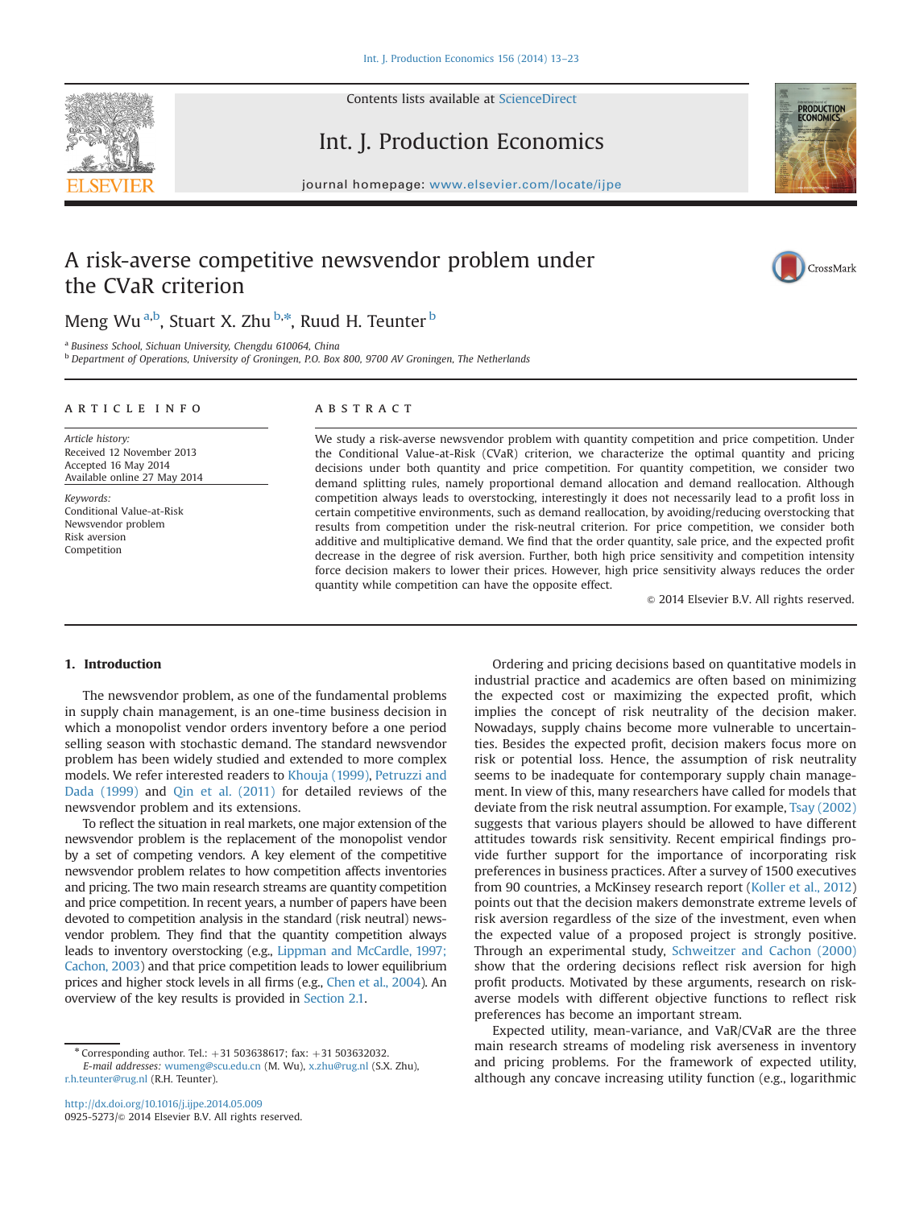# A risk-averse competitive newsvendor problem under the CVaR criterion

Meng Wu [a,b], Stuart X. Zhu [b,*], Ruud H. Teunter [b]

[a] Business School, Sichuan University, Chengdu 610064, China

[b] Department of Operations, University of Groningen, P.O. Box 800, 9700 AV Groningen, The Netherlands

## ARTICLE INFO

*Article history:*
Received 12 November 2013
Accepted 16 May 2014
Available online 27 May 2014

*Keywords:*
Conditional Value-at-Risk
Newsvendor problem
Risk aversion
Competition

## ABSTRACT

We study a risk-averse newsvendor problem with quantity competition and price competition. Under the Conditional Value-at-Risk (CVaR) criterion, we characterize the optimal quantity and pricing decisions under both quantity and price competition. For quantity competition, we consider two demand splitting rules, namely proportional demand allocation and demand reallocation. Although competition always leads to overstocking, interestingly it does not necessarily lead to a profit loss in certain competitive environments, such as demand reallocation, by avoiding/reducing overstocking that results from competition under the risk-neutral criterion. For price competition, we consider both additive and multiplicative demand. We find that the order quantity, sale price, and the expected profit decrease in the degree of risk aversion. Further, both high price sensitivity and competition intensity force decision makers to lower their prices. However, high price sensitivity always reduces the order quantity while competition can have the opposite effect.

© 2014 Elsevier B.V. All rights reserved.

## 1. Introduction

The newsvendor problem, as one of the fundamental problems in supply chain management, is an one-time business decision in which a monopolist vendor orders inventory before a one period selling season with stochastic demand. The standard newsvendor problem has been widely studied and extended to more complex models. We refer interested readers to Khouja (1999), Petruzzi and Dada (1999) and Qin et al. (2011) for detailed reviews of the newsvendor problem and its extensions.

To reflect the situation in real markets, one major extension of the newsvendor problem is the replacement of the monopolist vendor by a set of competing vendors. A key element of the competitive newsvendor problem relates to how competition affects inventories and pricing. The two main research streams are quantity competition and price competition. In recent years, a number of papers have been devoted to competition analysis in the standard (risk neutral) newsvendor problem. They find that the quantity competition always leads to inventory overstocking (e.g., Lippman and McCardle, 1997; Cachon, 2003) and that price competition leads to lower equilibrium prices and higher stock levels in all firms (e.g., Chen et al., 2004). An overview of the key results is provided in Section 2.1.

Ordering and pricing decisions based on quantitative models in industrial practice and academics are often based on minimizing the expected cost or maximizing the expected profit, which implies the concept of risk neutrality of the decision maker. Nowadays, supply chains become more vulnerable to uncertainties. Besides the expected profit, decision makers focus more on risk or potential loss. Hence, the assumption of risk neutrality seems to be inadequate for contemporary supply chain management. In view of this, many researchers have called for models that deviate from the risk neutral assumption. For example, Tsay (2002) suggests that various players should be allowed to have different attitudes towards risk sensitivity. Recent empirical findings provide further support for the importance of incorporating risk preferences in business practices. After a survey of 1500 executives from 90 countries, a McKinsey research report (Koller et al., 2012) points out that the decision makers demonstrate extreme levels of risk aversion regardless of the size of the investment, even when the expected value of a proposed project is strongly positive. Through an experimental study, Schweitzer and Cachon (2000) show that the ordering decisions reflect risk aversion for high profit products. Motivated by these arguments, research on risk-averse models with different objective functions to reflect risk preferences has become an important stream.

Expected utility, mean-variance, and VaR/CVaR are the three main research streams of modeling risk averseness in inventory and pricing problems. For the framework of expected utility, although any concave increasing utility function (e.g., logarithmic

* Corresponding author. Tel.: +31 503638617; fax: +31 503632032.
*E-mail addresses:* wumeng@scu.edu.cn (M. Wu), x.zhu@rug.nl (S.X. Zhu), r.h.teunter@rug.nl (R.H. Teunter).

http://dx.doi.org/10.1016/j.ijpe.2014.05.009
0925-5273/© 2014 Elsevier B.V. All rights reserved.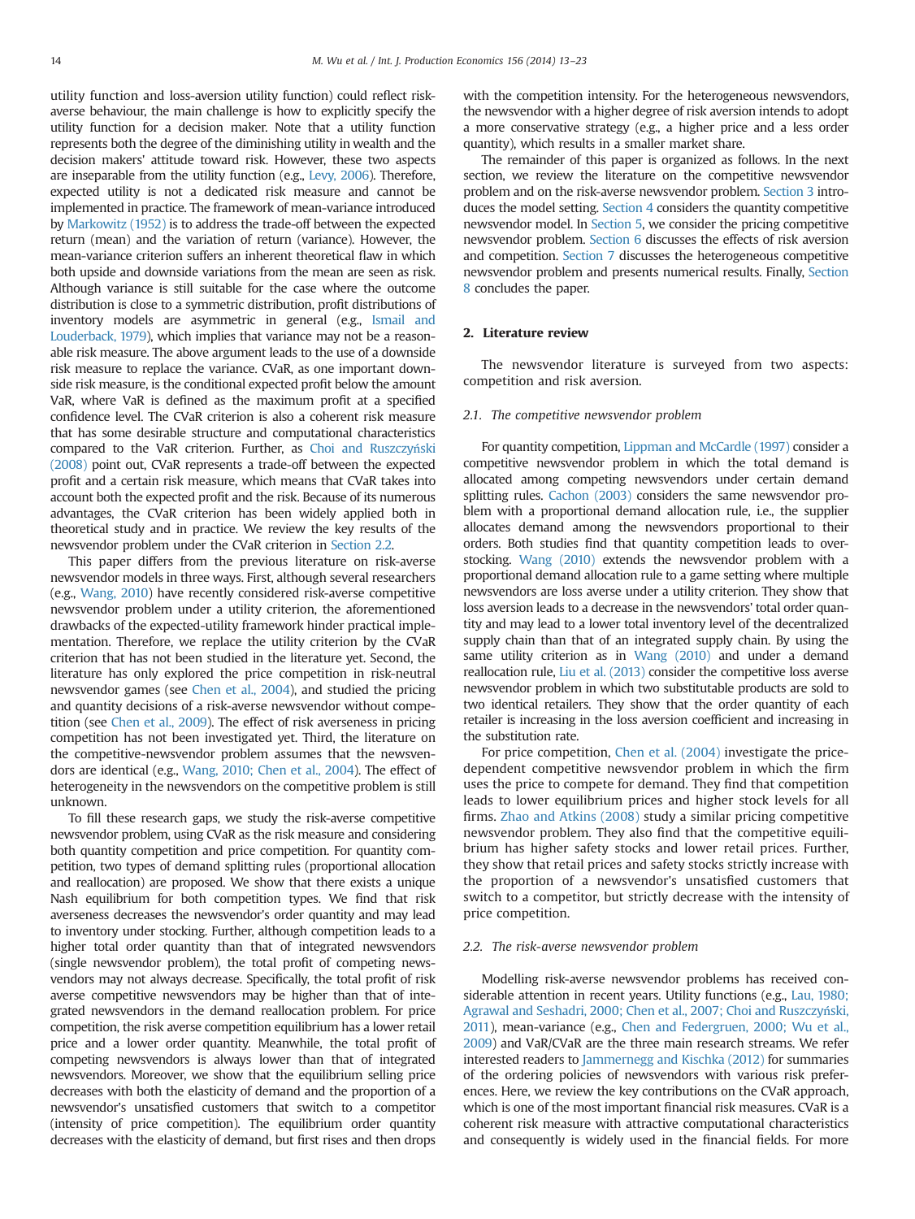utility function and loss-aversion utility function) could reflect risk-averse behaviour, the main challenge is how to explicitly specify the utility function for a decision maker. Note that a utility function represents both the degree of the diminishing utility in wealth and the decision makers' attitude toward risk. However, these two aspects are inseparable from the utility function (e.g., Levy, 2006). Therefore, expected utility is not a dedicated risk measure and cannot be implemented in practice. The framework of mean-variance introduced by Markowitz (1952) is to address the trade-off between the expected return (mean) and the variation of return (variance). However, the mean-variance criterion suffers an inherent theoretical flaw in which both upside and downside variations from the mean are seen as risk. Although variance is still suitable for the case where the outcome distribution is close to a symmetric distribution, profit distributions of inventory models are asymmetric in general (e.g., Ismail and Louderback, 1979), which implies that variance may not be a reasonable risk measure. The above argument leads to the use of a downside risk measure to replace the variance. CVaR, as one important downside risk measure, is the conditional expected profit below the amount VaR, where VaR is defined as the maximum profit at a specified confidence level. The CVaR criterion is also a coherent risk measure that has some desirable structure and computational characteristics compared to the VaR criterion. Further, as Choi and Ruszczyński (2008) point out, CVaR represents a trade-off between the expected profit and a certain risk measure, which means that CVaR takes into account both the expected profit and the risk. Because of its numerous advantages, the CVaR criterion has been widely applied both in theoretical study and in practice. We review the key results of the newsvendor problem under the CVaR criterion in Section 2.2.

This paper differs from the previous literature on risk-averse newsvendor models in three ways. First, although several researchers (e.g., Wang, 2010) have recently considered risk-averse competitive newsvendor problem under a utility criterion, the aforementioned drawbacks of the expected-utility framework hinder practical implementation. Therefore, we replace the utility criterion by the CVaR criterion that has not been studied in the literature yet. Second, the literature has only explored the price competition in risk-neutral newsvendor games (see Chen et al., 2004), and studied the pricing and quantity decisions of a risk-averse newsvendor without competition (see Chen et al., 2009). The effect of risk averseness in pricing competition has not been investigated yet. Third, the literature on the competitive-newsvendor problem assumes that the newsvendors are identical (e.g., Wang, 2010; Chen et al., 2004). The effect of heterogeneity in the newsvendors on the competitive problem is still unknown.

To fill these research gaps, we study the risk-averse competitive newsvendor problem, using CVaR as the risk measure and considering both quantity competition and price competition. For quantity competition, two types of demand splitting rules (proportional allocation and reallocation) are proposed. We show that there exists a unique Nash equilibrium for both competition types. We find that risk averseness decreases the newsvendor's order quantity and may lead to inventory under stocking. Further, although competition leads to a higher total order quantity than that of integrated newsvendors (single newsvendor problem), the total profit of competing newsvendors may not always decrease. Specifically, the total profit of risk averse competitive newsvendors may be higher than that of integrated newsvendors in the demand reallocation problem. For price competition, the risk averse competition equilibrium has a lower retail price and a lower order quantity. Meanwhile, the total profit of competing newsvendors is always lower than that of integrated newsvendors. Moreover, we show that the equilibrium selling price decreases with both the elasticity of demand and the proportion of a newsvendor's unsatisfied customers that switch to a competitor (intensity of price competition). The equilibrium order quantity decreases with the elasticity of demand, but first rises and then drops with the competition intensity. For the heterogeneous newsvendors, the newsvendor with a higher degree of risk aversion intends to adopt a more conservative strategy (e.g., a higher price and a less order quantity), which results in a smaller market share.

The remainder of this paper is organized as follows. In the next section, we review the literature on the competitive newsvendor problem and on the risk-averse newsvendor problem. Section 3 introduces the model setting. Section 4 considers the quantity competitive newsvendor model. In Section 5, we consider the pricing competitive newsvendor problem. Section 6 discusses the effects of risk aversion and competition. Section 7 discusses the heterogeneous competitive newsvendor problem and presents numerical results. Finally, Section 8 concludes the paper.

## 2. Literature review

The newsvendor literature is surveyed from two aspects: competition and risk aversion.

### 2.1. The competitive newsvendor problem

For quantity competition, Lippman and McCardle (1997) consider a competitive newsvendor problem in which the total demand is allocated among competing newsvendors under certain demand splitting rules. Cachon (2003) considers the same newsvendor problem with a proportional demand allocation rule, i.e., the supplier allocates demand among the newsvendors proportional to their orders. Both studies find that quantity competition leads to overstocking. Wang (2010) extends the newsvendor problem with a proportional demand allocation rule to a game setting where multiple newsvendors are loss averse under a utility criterion. They show that loss aversion leads to a decrease in the newsvendors' total order quantity and may lead to a lower total inventory level of the decentralized supply chain than that of an integrated supply chain. By using the same utility criterion as in Wang (2010) and under a demand reallocation rule, Liu et al. (2013) consider the competitive loss averse newsvendor problem in which two substitutable products are sold to two identical retailers. They show that the order quantity of each retailer is increasing in the loss aversion coefficient and increasing in the substitution rate.

For price competition, Chen et al. (2004) investigate the price-dependent competitive newsvendor problem in which the firm uses the price to compete for demand. They find that competition leads to lower equilibrium prices and higher stock levels for all firms. Zhao and Atkins (2008) study a similar pricing competitive newsvendor problem. They also find that the competitive equilibrium has higher safety stocks and lower retail prices. Further, they show that retail prices and safety stocks strictly increase with the proportion of a newsvendor's unsatisfied customers that switch to a competitor, but strictly decrease with the intensity of price competition.

### 2.2. The risk-averse newsvendor problem

Modelling risk-averse newsvendor problems has received considerable attention in recent years. Utility functions (e.g., Lau, 1980; Agrawal and Seshadri, 2000; Chen et al., 2007; Choi and Ruszczyński, 2011), mean-variance (e.g., Chen and Federgruen, 2000; Wu et al., 2009) and VaR/CVaR are the three main research streams. We refer interested readers to Jammernegg and Kischka (2012) for summaries of the ordering policies of newsvendors with various risk preferences. Here, we review the key contributions on the CVaR approach, which is one of the most important financial risk measures. CVaR is a coherent risk measure with attractive computational characteristics and consequently is widely used in the financial fields. For more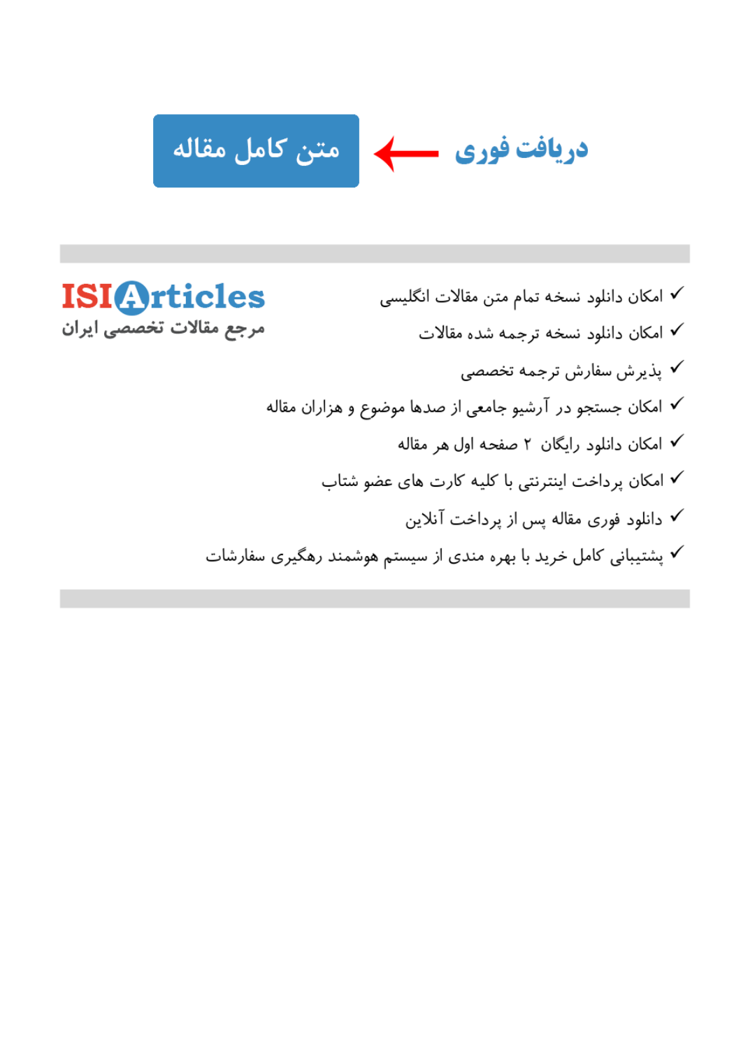دریافت فوری ← **متن کامل مقاله**

**ISIArticles**
مرجع مقالات تخصصی ایران

- ✓ امکان دانلود نسخه تمام متن مقالات انگلیسی
- ✓ امکان دانلود نسخه ترجمه شده مقالات
- ✓ پذیرش سفارش ترجمه تخصصی
- ✓ امکان جستجو در آرشیو جامعی از صدها موضوع و هزاران مقاله
- ✓ امکان دانلود رایگان ۲ صفحه اول هر مقاله
- ✓ امکان پرداخت اینترنتی با کلیه کارت های عضو شتاب
- ✓ دانلود فوری مقاله پس از پرداخت آنلاین
- ✓ پشتیبانی کامل خرید با بهره مندی از سیستم هوشمند رهگیری سفارشات